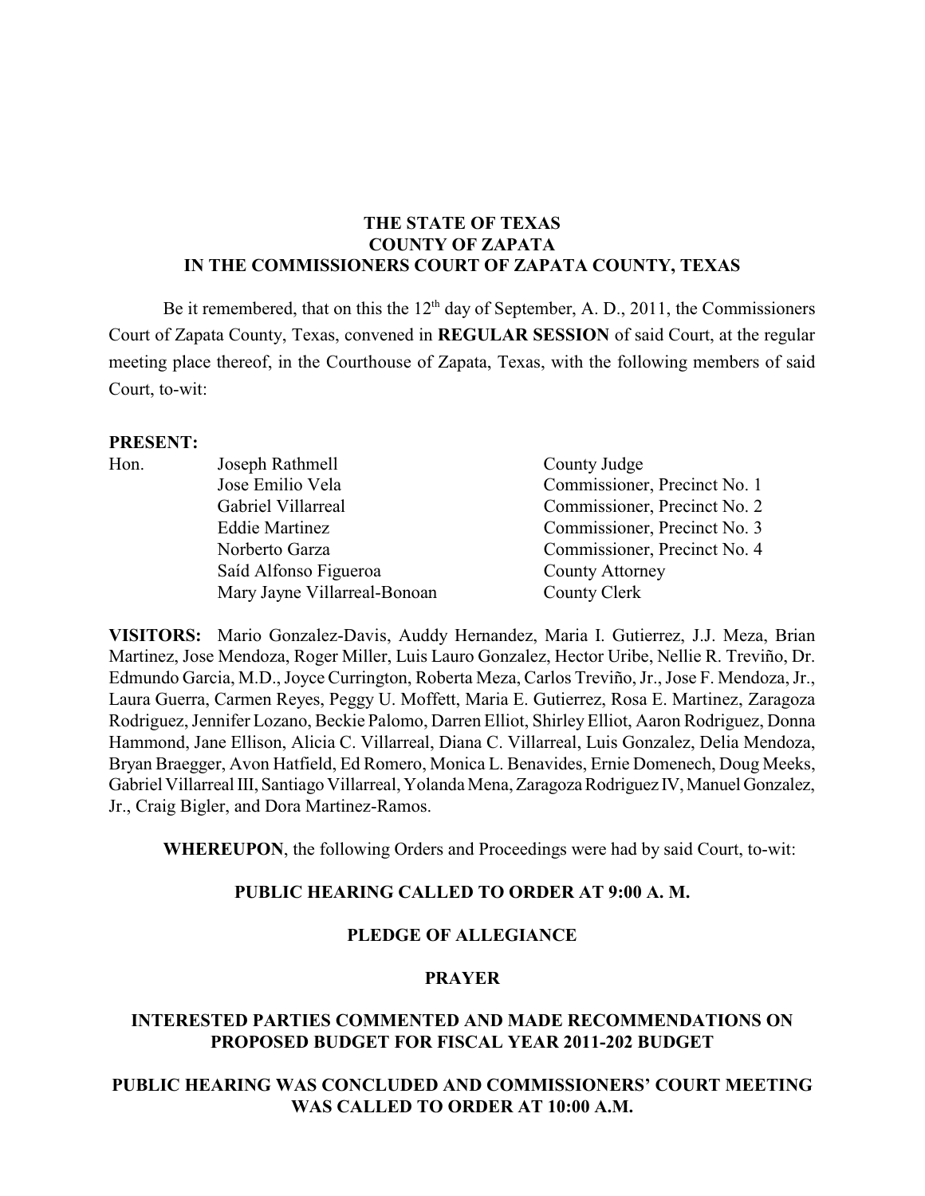**THE STATE OF TEXAS**
**COUNTY OF ZAPATA**
**IN THE COMMISSIONERS COURT OF ZAPATA COUNTY, TEXAS**

Be it remembered, that on this the 12th day of September, A. D., 2011, the Commissioners Court of Zapata County, Texas, convened in **REGULAR SESSION** of said Court, at the regular meeting place thereof, in the Courthouse of Zapata, Texas, with the following members of said Court, to-wit:

**PRESENT:**

| | | |
|---|---|---|
| Hon. | Joseph Rathmell | County Judge |
| | Jose Emilio Vela | Commissioner, Precinct No. 1 |
| | Gabriel Villarreal | Commissioner, Precinct No. 2 |
| | Eddie Martinez | Commissioner, Precinct No. 3 |
| | Norberto Garza | Commissioner, Precinct No. 4 |
| | Saíd Alfonso Figueroa | County Attorney |
| | Mary Jayne Villarreal-Bonoan | County Clerk |

**VISITORS:** Mario Gonzalez-Davis, Auddy Hernandez, Maria I. Gutierrez, J.J. Meza, Brian Martinez, Jose Mendoza, Roger Miller, Luis Lauro Gonzalez, Hector Uribe, Nellie R. Treviño, Dr. Edmundo Garcia, M.D., Joyce Currington, Roberta Meza, Carlos Treviño, Jr., Jose F. Mendoza, Jr., Laura Guerra, Carmen Reyes, Peggy U. Moffett, Maria E. Gutierrez, Rosa E. Martinez, Zaragoza Rodriguez, Jennifer Lozano, Beckie Palomo, Darren Elliot, Shirley Elliot, Aaron Rodriguez, Donna Hammond, Jane Ellison, Alicia C. Villarreal, Diana C. Villarreal, Luis Gonzalez, Delia Mendoza, Bryan Braegger, Avon Hatfield, Ed Romero, Monica L. Benavides, Ernie Domenech, Doug Meeks, Gabriel Villarreal III, Santiago Villarreal, Yolanda Mena, Zaragoza Rodriguez IV, Manuel Gonzalez, Jr., Craig Bigler, and Dora Martinez-Ramos.

**WHEREUPON**, the following Orders and Proceedings were had by said Court, to-wit:

**PUBLIC HEARING CALLED TO ORDER AT 9:00 A. M.**

**PLEDGE OF ALLEGIANCE**

**PRAYER**

**INTERESTED PARTIES COMMENTED AND MADE RECOMMENDATIONS ON PROPOSED BUDGET FOR FISCAL YEAR 2011-202 BUDGET**

**PUBLIC HEARING WAS CONCLUDED AND COMMISSIONERS' COURT MEETING WAS CALLED TO ORDER AT 10:00 A.M.**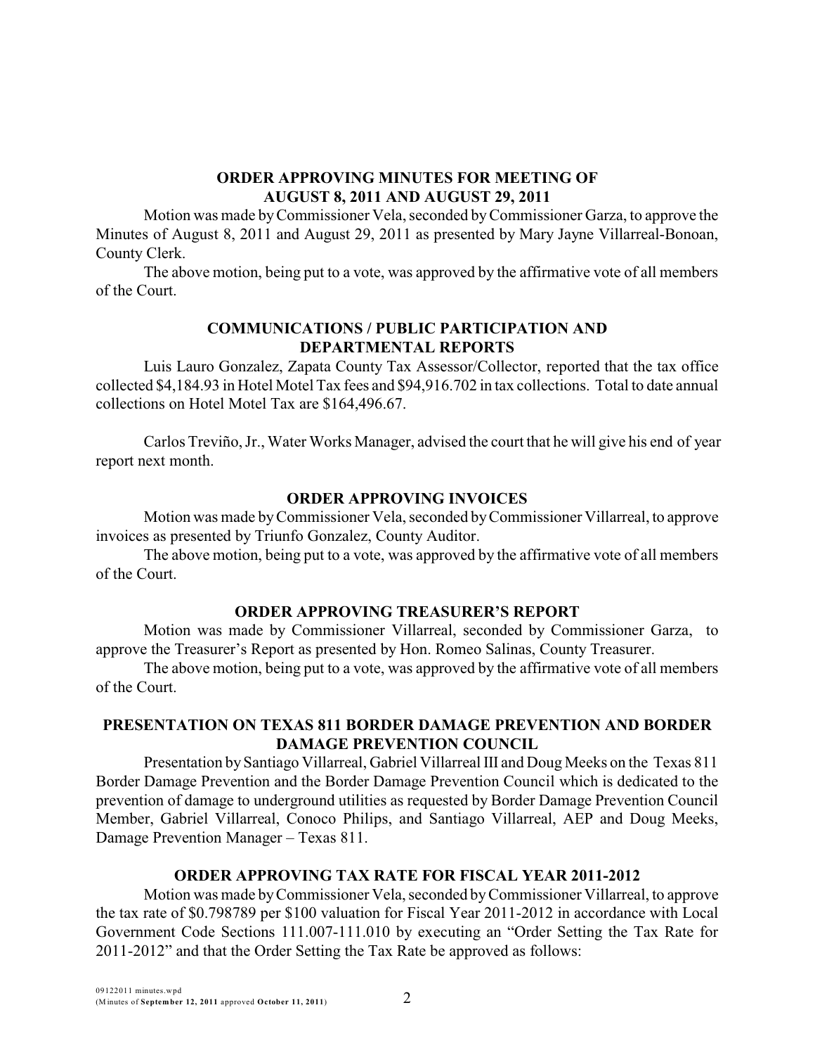## ORDER APPROVING MINUTES FOR MEETING OF AUGUST 8, 2011 AND AUGUST 29, 2011

Motion was made by Commissioner Vela, seconded by Commissioner Garza, to approve the Minutes of August 8, 2011 and August 29, 2011 as presented by Mary Jayne Villarreal-Bonoan, County Clerk.

The above motion, being put to a vote, was approved by the affirmative vote of all members of the Court.

## COMMUNICATIONS / PUBLIC PARTICIPATION AND DEPARTMENTAL REPORTS

Luis Lauro Gonzalez, Zapata County Tax Assessor/Collector, reported that the tax office collected $4,184.93 in Hotel Motel Tax fees and $94,916.702 in tax collections. Total to date annual collections on Hotel Motel Tax are $164,496.67.

Carlos Treviño, Jr., Water Works Manager, advised the court that he will give his end of year report next month.

## ORDER APPROVING INVOICES

Motion was made by Commissioner Vela, seconded by Commissioner Villarreal, to approve invoices as presented by Triunfo Gonzalez, County Auditor.

The above motion, being put to a vote, was approved by the affirmative vote of all members of the Court.

## ORDER APPROVING TREASURER'S REPORT

Motion was made by Commissioner Villarreal, seconded by Commissioner Garza, to approve the Treasurer's Report as presented by Hon. Romeo Salinas, County Treasurer.

The above motion, being put to a vote, was approved by the affirmative vote of all members of the Court.

## PRESENTATION ON TEXAS 811 BORDER DAMAGE PREVENTION AND BORDER DAMAGE PREVENTION COUNCIL

Presentation by Santiago Villarreal, Gabriel Villarreal III and Doug Meeks on the Texas 811 Border Damage Prevention and the Border Damage Prevention Council which is dedicated to the prevention of damage to underground utilities as requested by Border Damage Prevention Council Member, Gabriel Villarreal, Conoco Philips, and Santiago Villarreal, AEP and Doug Meeks, Damage Prevention Manager – Texas 811.

## ORDER APPROVING TAX RATE FOR FISCAL YEAR 2011-2012

Motion was made by Commissioner Vela, seconded by Commissioner Villarreal, to approve the tax rate of $0.798789 per $100 valuation for Fiscal Year 2011-2012 in accordance with Local Government Code Sections 111.007-111.010 by executing an "Order Setting the Tax Rate for 2011-2012" and that the Order Setting the Tax Rate be approved as follows: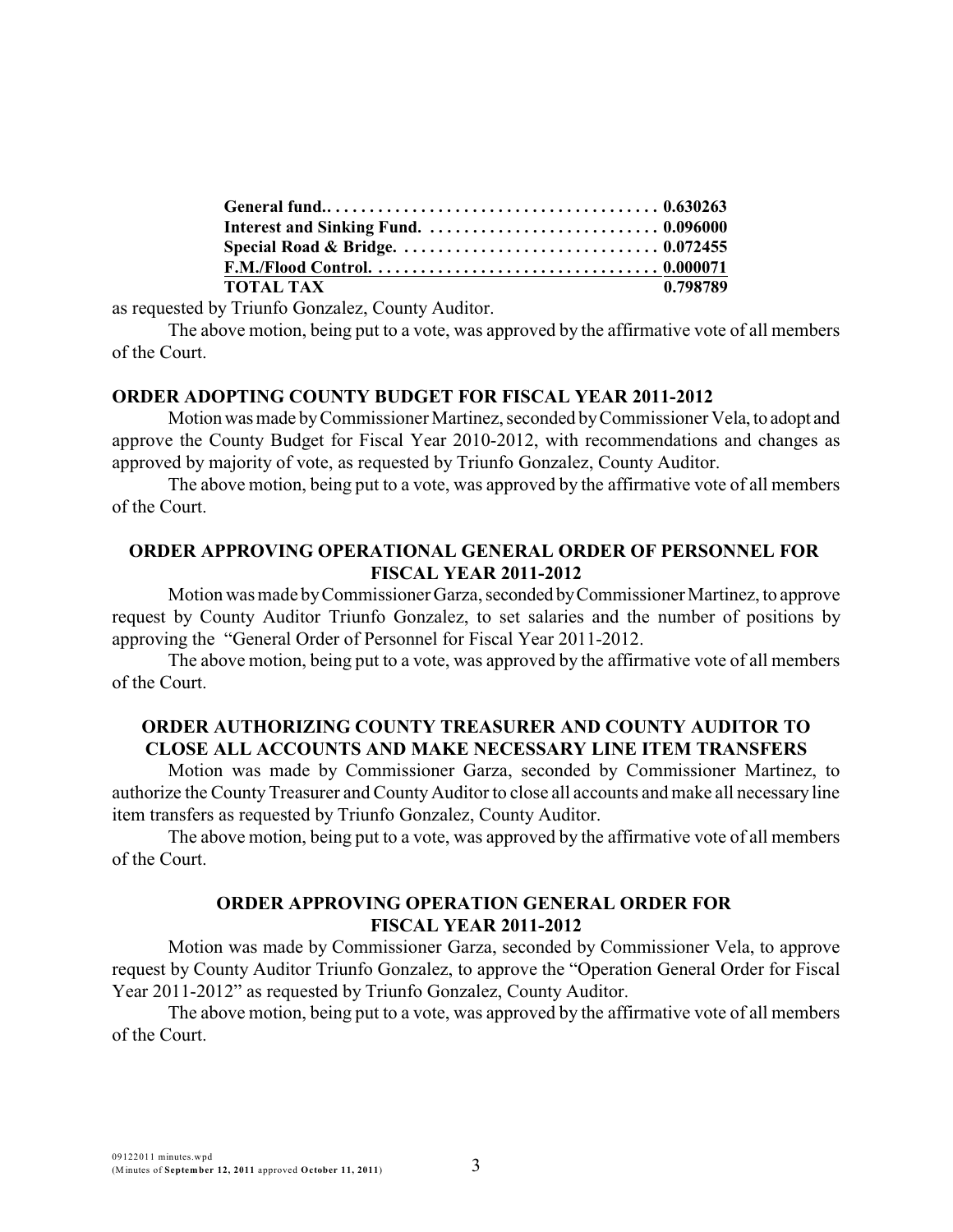| | |
|---|---|
| **General fund.** | **0.630263** |
| **Interest and Sinking Fund.** | **0.096000** |
| **Special Road & Bridge.** | **0.072455** |
| **F.M./Flood Control.** | **0.000071** |
| **TOTAL TAX** | **0.798789** |

as requested by Triunfo Gonzalez, County Auditor.

The above motion, being put to a vote, was approved by the affirmative vote of all members of the Court.

**ORDER ADOPTING COUNTY BUDGET FOR FISCAL YEAR 2011-2012**

Motion was made by Commissioner Martinez, seconded by Commissioner Vela, to adopt and approve the County Budget for Fiscal Year 2010-2012, with recommendations and changes as approved by majority of vote, as requested by Triunfo Gonzalez, County Auditor.

The above motion, being put to a vote, was approved by the affirmative vote of all members of the Court.

**ORDER APPROVING OPERATIONAL GENERAL ORDER OF PERSONNEL FOR FISCAL YEAR 2011-2012**

Motion was made by Commissioner Garza, seconded by Commissioner Martinez, to approve request by County Auditor Triunfo Gonzalez, to set salaries and the number of positions by approving the "General Order of Personnel for Fiscal Year 2011-2012.

The above motion, being put to a vote, was approved by the affirmative vote of all members of the Court.

**ORDER AUTHORIZING COUNTY TREASURER AND COUNTY AUDITOR TO CLOSE ALL ACCOUNTS AND MAKE NECESSARY LINE ITEM TRANSFERS**

Motion was made by Commissioner Garza, seconded by Commissioner Martinez, to authorize the County Treasurer and County Auditor to close all accounts and make all necessary line item transfers as requested by Triunfo Gonzalez, County Auditor.

The above motion, being put to a vote, was approved by the affirmative vote of all members of the Court.

**ORDER APPROVING OPERATION GENERAL ORDER FOR FISCAL YEAR 2011-2012**

Motion was made by Commissioner Garza, seconded by Commissioner Vela, to approve request by County Auditor Triunfo Gonzalez, to approve the "Operation General Order for Fiscal Year 2011-2012" as requested by Triunfo Gonzalez, County Auditor.

The above motion, being put to a vote, was approved by the affirmative vote of all members of the Court.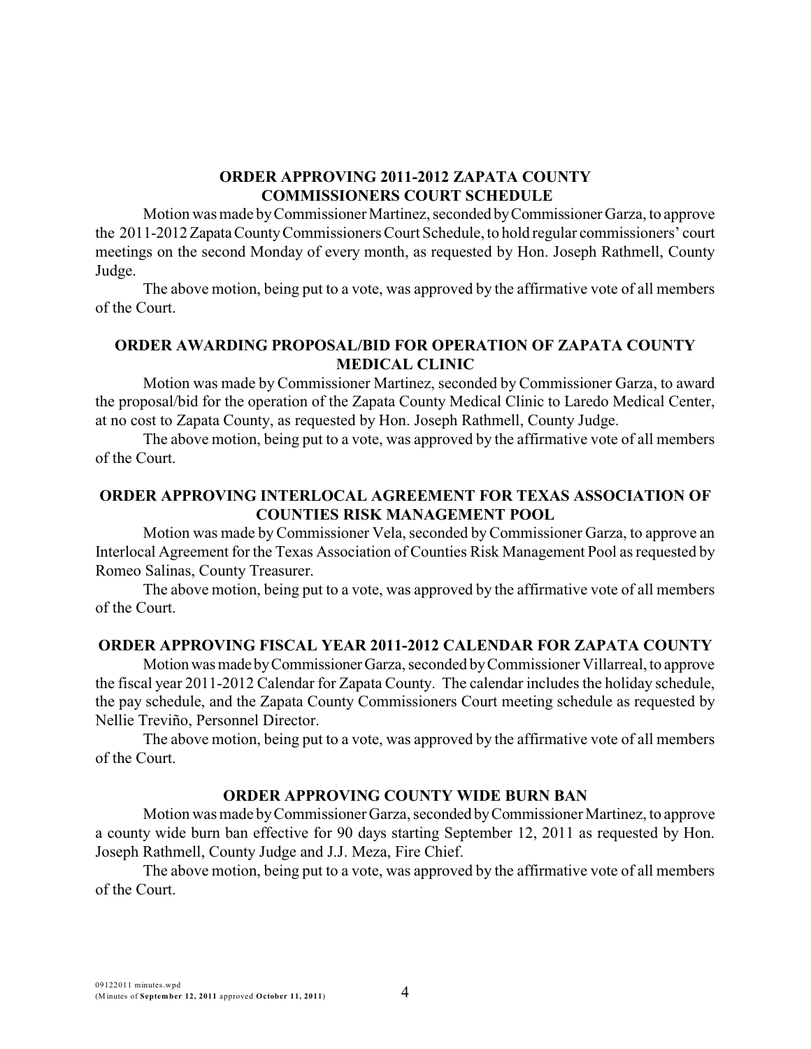**ORDER APPROVING 2011-2012 ZAPATA COUNTY COMMISSIONERS COURT SCHEDULE**

Motion was made by Commissioner Martinez, seconded by Commissioner Garza, to approve the 2011-2012 Zapata County Commissioners Court Schedule, to hold regular commissioners' court meetings on the second Monday of every month, as requested by Hon. Joseph Rathmell, County Judge.

The above motion, being put to a vote, was approved by the affirmative vote of all members of the Court.

**ORDER AWARDING PROPOSAL/BID FOR OPERATION OF ZAPATA COUNTY MEDICAL CLINIC**

Motion was made by Commissioner Martinez, seconded by Commissioner Garza, to award the proposal/bid for the operation of the Zapata County Medical Clinic to Laredo Medical Center, at no cost to Zapata County, as requested by Hon. Joseph Rathmell, County Judge.

The above motion, being put to a vote, was approved by the affirmative vote of all members of the Court.

**ORDER APPROVING INTERLOCAL AGREEMENT FOR TEXAS ASSOCIATION OF COUNTIES RISK MANAGEMENT POOL**

Motion was made by Commissioner Vela, seconded by Commissioner Garza, to approve an Interlocal Agreement for the Texas Association of Counties Risk Management Pool as requested by Romeo Salinas, County Treasurer.

The above motion, being put to a vote, was approved by the affirmative vote of all members of the Court.

**ORDER APPROVING FISCAL YEAR 2011-2012 CALENDAR FOR ZAPATA COUNTY**

Motion was made by Commissioner Garza, seconded by Commissioner Villarreal, to approve the fiscal year 2011-2012 Calendar for Zapata County. The calendar includes the holiday schedule, the pay schedule, and the Zapata County Commissioners Court meeting schedule as requested by Nellie Treviño, Personnel Director.

The above motion, being put to a vote, was approved by the affirmative vote of all members of the Court.

**ORDER APPROVING COUNTY WIDE BURN BAN**

Motion was made by Commissioner Garza, seconded by Commissioner Martinez, to approve a county wide burn ban effective for 90 days starting September 12, 2011 as requested by Hon. Joseph Rathmell, County Judge and J.J. Meza, Fire Chief.

The above motion, being put to a vote, was approved by the affirmative vote of all members of the Court.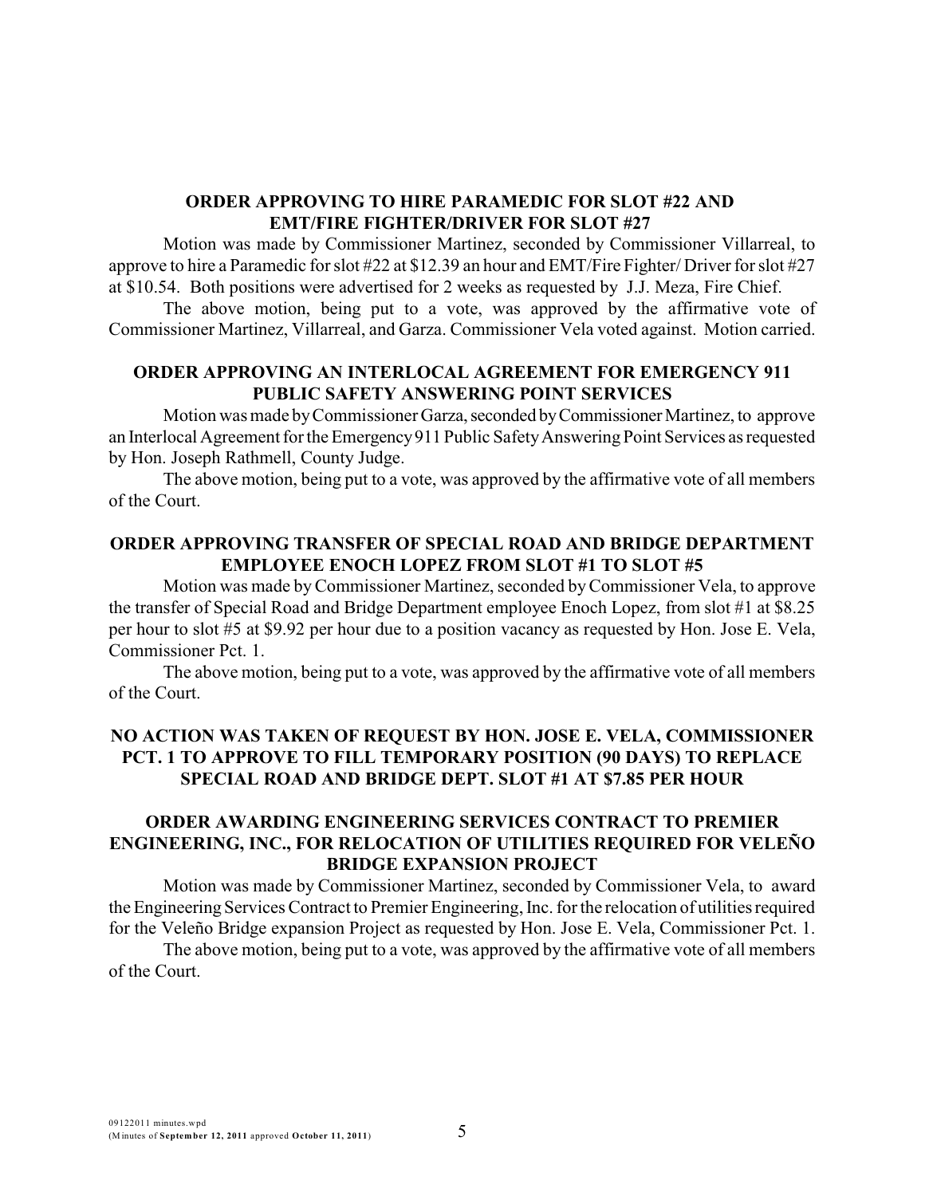**ORDER APPROVING TO HIRE PARAMEDIC FOR SLOT #22 AND EMT/FIRE FIGHTER/DRIVER FOR SLOT #27**

Motion was made by Commissioner Martinez, seconded by Commissioner Villarreal, to approve to hire a Paramedic for slot #22 at $12.39 an hour and EMT/Fire Fighter/ Driver for slot #27 at $10.54. Both positions were advertised for 2 weeks as requested by J.J. Meza, Fire Chief.

The above motion, being put to a vote, was approved by the affirmative vote of Commissioner Martinez, Villarreal, and Garza. Commissioner Vela voted against. Motion carried.

**ORDER APPROVING AN INTERLOCAL AGREEMENT FOR EMERGENCY 911 PUBLIC SAFETY ANSWERING POINT SERVICES**

Motion was made by Commissioner Garza, seconded by Commissioner Martinez, to approve an Interlocal Agreement for the Emergency 911 Public Safety Answering Point Services as requested by Hon. Joseph Rathmell, County Judge.

The above motion, being put to a vote, was approved by the affirmative vote of all members of the Court.

**ORDER APPROVING TRANSFER OF SPECIAL ROAD AND BRIDGE DEPARTMENT EMPLOYEE ENOCH LOPEZ FROM SLOT #1 TO SLOT #5**

Motion was made by Commissioner Martinez, seconded by Commissioner Vela, to approve the transfer of Special Road and Bridge Department employee Enoch Lopez, from slot #1 at $8.25 per hour to slot #5 at $9.92 per hour due to a position vacancy as requested by Hon. Jose E. Vela, Commissioner Pct. 1.

The above motion, being put to a vote, was approved by the affirmative vote of all members of the Court.

**NO ACTION WAS TAKEN OF REQUEST BY HON. JOSE E. VELA, COMMISSIONER PCT. 1 TO APPROVE TO FILL TEMPORARY POSITION (90 DAYS) TO REPLACE SPECIAL ROAD AND BRIDGE DEPT. SLOT #1 AT $7.85 PER HOUR**

**ORDER AWARDING ENGINEERING SERVICES CONTRACT TO PREMIER ENGINEERING, INC., FOR RELOCATION OF UTILITIES REQUIRED FOR VELEÑO BRIDGE EXPANSION PROJECT**

Motion was made by Commissioner Martinez, seconded by Commissioner Vela, to award the Engineering Services Contract to Premier Engineering, Inc. for the relocation of utilities required for the Veleño Bridge expansion Project as requested by Hon. Jose E. Vela, Commissioner Pct. 1.

The above motion, being put to a vote, was approved by the affirmative vote of all members of the Court.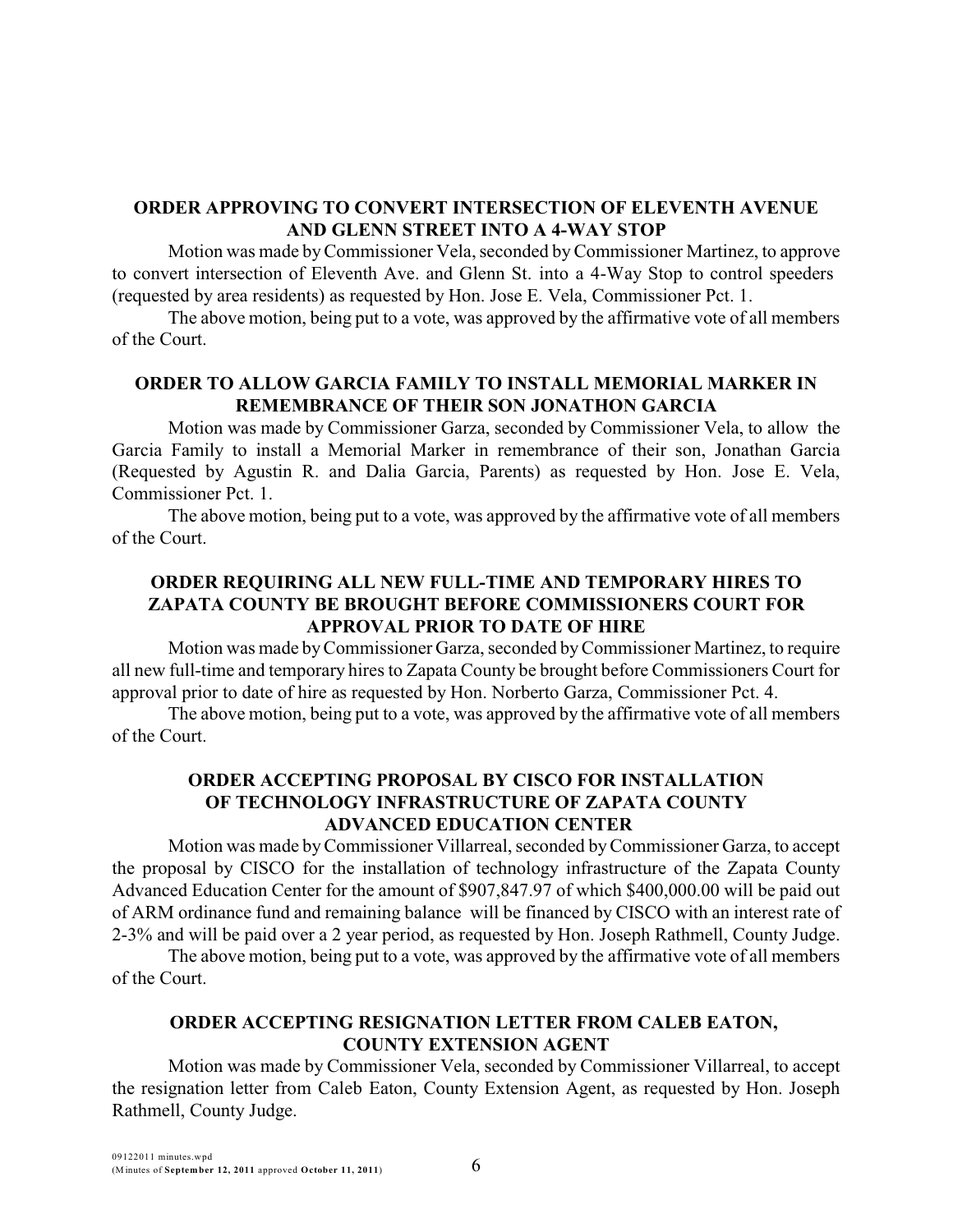### ORDER APPROVING TO CONVERT INTERSECTION OF ELEVENTH AVENUE AND GLENN STREET INTO A 4-WAY STOP

Motion was made by Commissioner Vela, seconded by Commissioner Martinez, to approve to convert intersection of Eleventh Ave. and Glenn St. into a 4-Way Stop to control speeders (requested by area residents) as requested by Hon. Jose E. Vela, Commissioner Pct. 1.

The above motion, being put to a vote, was approved by the affirmative vote of all members of the Court.

### ORDER TO ALLOW GARCIA FAMILY TO INSTALL MEMORIAL MARKER IN REMEMBRANCE OF THEIR SON JONATHON GARCIA

Motion was made by Commissioner Garza, seconded by Commissioner Vela, to allow the Garcia Family to install a Memorial Marker in remembrance of their son, Jonathan Garcia (Requested by Agustin R. and Dalia Garcia, Parents) as requested by Hon. Jose E. Vela, Commissioner Pct. 1.

The above motion, being put to a vote, was approved by the affirmative vote of all members of the Court.

### ORDER REQUIRING ALL NEW FULL-TIME AND TEMPORARY HIRES TO ZAPATA COUNTY BE BROUGHT BEFORE COMMISSIONERS COURT FOR APPROVAL PRIOR TO DATE OF HIRE

Motion was made by Commissioner Garza, seconded by Commissioner Martinez, to require all new full-time and temporary hires to Zapata County be brought before Commissioners Court for approval prior to date of hire as requested by Hon. Norberto Garza, Commissioner Pct. 4.

The above motion, being put to a vote, was approved by the affirmative vote of all members of the Court.

### ORDER ACCEPTING PROPOSAL BY CISCO FOR INSTALLATION OF TECHNOLOGY INFRASTRUCTURE OF ZAPATA COUNTY ADVANCED EDUCATION CENTER

Motion was made by Commissioner Villarreal, seconded by Commissioner Garza, to accept the proposal by CISCO for the installation of technology infrastructure of the Zapata County Advanced Education Center for the amount of $907,847.97 of which $400,000.00 will be paid out of ARM ordinance fund and remaining balance will be financed by CISCO with an interest rate of 2-3% and will be paid over a 2 year period, as requested by Hon. Joseph Rathmell, County Judge.

The above motion, being put to a vote, was approved by the affirmative vote of all members of the Court.

### ORDER ACCEPTING RESIGNATION LETTER FROM CALEB EATON, COUNTY EXTENSION AGENT

Motion was made by Commissioner Vela, seconded by Commissioner Villarreal, to accept the resignation letter from Caleb Eaton, County Extension Agent, as requested by Hon. Joseph Rathmell, County Judge.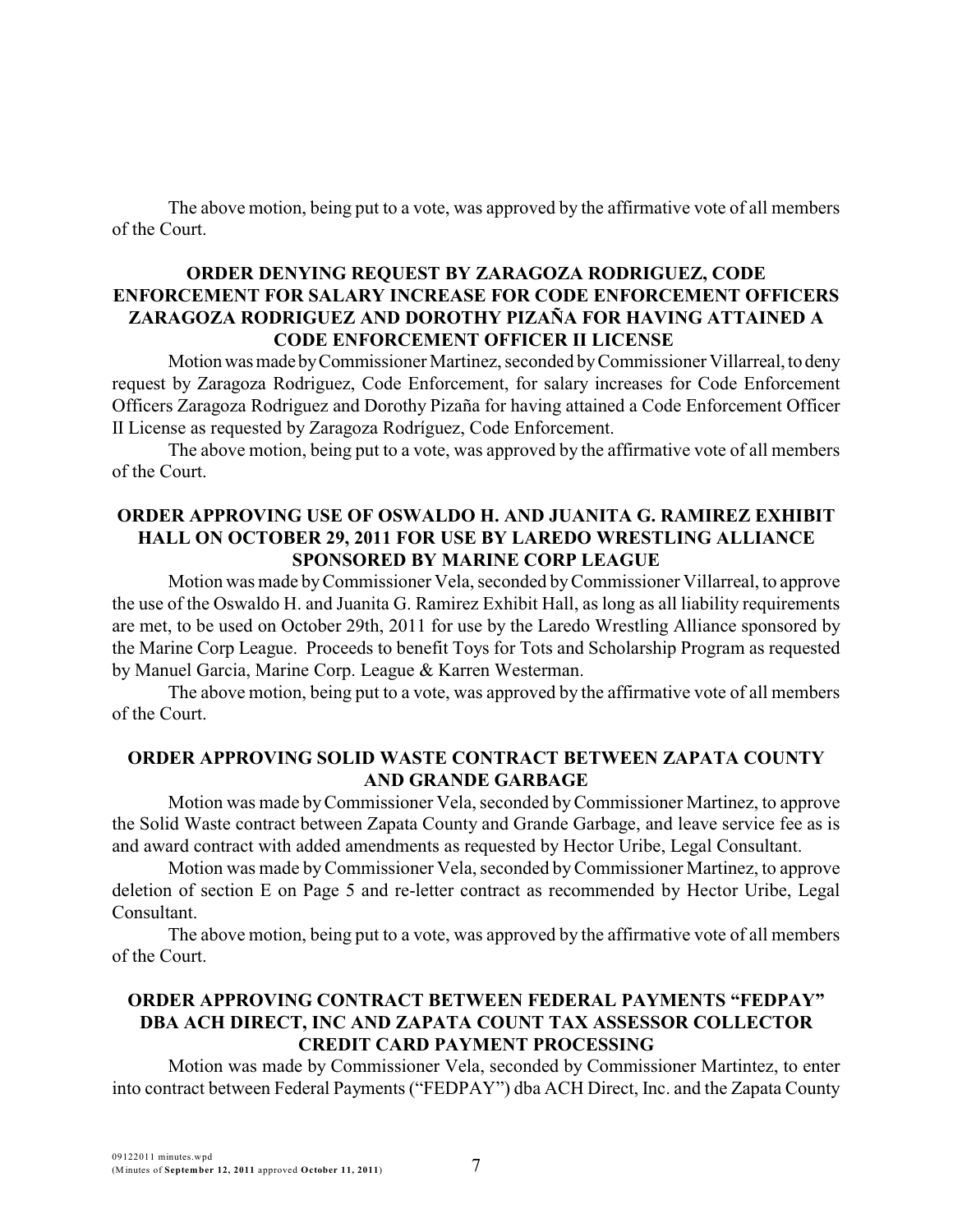The above motion, being put to a vote, was approved by the affirmative vote of all members of the Court.

### ORDER DENYING REQUEST BY ZARAGOZA RODRIGUEZ, CODE ENFORCEMENT FOR SALARY INCREASE FOR CODE ENFORCEMENT OFFICERS ZARAGOZA RODRIGUEZ AND DOROTHY PIZAÑA FOR HAVING ATTAINED A CODE ENFORCEMENT OFFICER II LICENSE

Motion was made by Commissioner Martinez, seconded by Commissioner Villarreal, to deny request by Zaragoza Rodriguez, Code Enforcement, for salary increases for Code Enforcement Officers Zaragoza Rodriguez and Dorothy Pizaña for having attained a Code Enforcement Officer II License as requested by Zaragoza Rodríguez, Code Enforcement.

The above motion, being put to a vote, was approved by the affirmative vote of all members of the Court.

### ORDER APPROVING USE OF OSWALDO H. AND JUANITA G. RAMIREZ EXHIBIT HALL ON OCTOBER 29, 2011 FOR USE BY LAREDO WRESTLING ALLIANCE SPONSORED BY MARINE CORP LEAGUE

Motion was made by Commissioner Vela, seconded by Commissioner Villarreal, to approve the use of the Oswaldo H. and Juanita G. Ramirez Exhibit Hall, as long as all liability requirements are met, to be used on October 29th, 2011 for use by the Laredo Wrestling Alliance sponsored by the Marine Corp League. Proceeds to benefit Toys for Tots and Scholarship Program as requested by Manuel Garcia, Marine Corp. League & Karren Westerman.

The above motion, being put to a vote, was approved by the affirmative vote of all members of the Court.

### ORDER APPROVING SOLID WASTE CONTRACT BETWEEN ZAPATA COUNTY AND GRANDE GARBAGE

Motion was made by Commissioner Vela, seconded by Commissioner Martinez, to approve the Solid Waste contract between Zapata County and Grande Garbage, and leave service fee as is and award contract with added amendments as requested by Hector Uribe, Legal Consultant.

Motion was made by Commissioner Vela, seconded by Commissioner Martinez, to approve deletion of section E on Page 5 and re-letter contract as recommended by Hector Uribe, Legal Consultant.

The above motion, being put to a vote, was approved by the affirmative vote of all members of the Court.

### ORDER APPROVING CONTRACT BETWEEN FEDERAL PAYMENTS "FEDPAY" DBA ACH DIRECT, INC AND ZAPATA COUNT TAX ASSESSOR COLLECTOR CREDIT CARD PAYMENT PROCESSING

Motion was made by Commissioner Vela, seconded by Commissioner Martintez, to enter into contract between Federal Payments ("FEDPAY") dba ACH Direct, Inc. and the Zapata County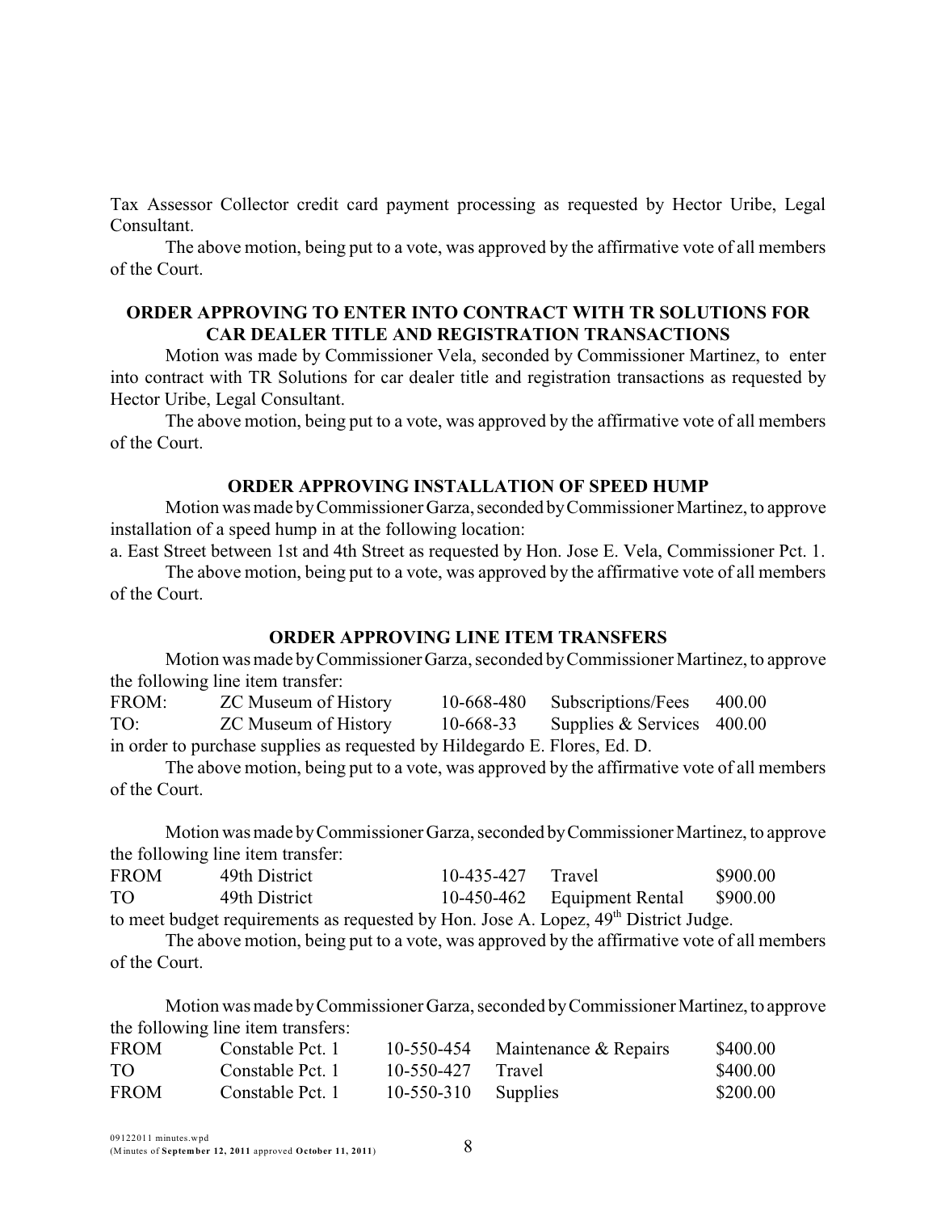Tax Assessor Collector credit card payment processing as requested by Hector Uribe, Legal Consultant.

The above motion, being put to a vote, was approved by the affirmative vote of all members of the Court.

**ORDER APPROVING TO ENTER INTO CONTRACT WITH TR SOLUTIONS FOR CAR DEALER TITLE AND REGISTRATION TRANSACTIONS**

Motion was made by Commissioner Vela, seconded by Commissioner Martinez, to enter into contract with TR Solutions for car dealer title and registration transactions as requested by Hector Uribe, Legal Consultant.

The above motion, being put to a vote, was approved by the affirmative vote of all members of the Court.

**ORDER APPROVING INSTALLATION OF SPEED HUMP**

Motion was made by Commissioner Garza, seconded by Commissioner Martinez, to approve installation of a speed hump in at the following location:

a. East Street between 1st and 4th Street as requested by Hon. Jose E. Vela, Commissioner Pct. 1.

The above motion, being put to a vote, was approved by the affirmative vote of all members of the Court.

**ORDER APPROVING LINE ITEM TRANSFERS**

Motion was made by Commissioner Garza, seconded by Commissioner Martinez, to approve the following line item transfer:

| | | | | |
|---|---|---|---|---|
| FROM: | ZC Museum of History | 10-668-480 | Subscriptions/Fees | 400.00 |
| TO: | ZC Museum of History | 10-668-33 | Supplies & Services | 400.00 |

in order to purchase supplies as requested by Hildegardo E. Flores, Ed. D.

The above motion, being put to a vote, was approved by the affirmative vote of all members of the Court.

Motion was made by Commissioner Garza, seconded by Commissioner Martinez, to approve the following line item transfer:

| | | | | |
|---|---|---|---|---|
| FROM | 49th District | 10-435-427 | Travel | \$900.00 |
| TO | 49th District | 10-450-462 | Equipment Rental | \$900.00 |

to meet budget requirements as requested by Hon. Jose A. Lopez, 49th District Judge.

The above motion, being put to a vote, was approved by the affirmative vote of all members of the Court.

Motion was made by Commissioner Garza, seconded by Commissioner Martinez, to approve the following line item transfers:

| | | | | |
|---|---|---|---|---|
| FROM | Constable Pct. 1 | 10-550-454 | Maintenance & Repairs | \$400.00 |
| TO | Constable Pct. 1 | 10-550-427 | Travel | \$400.00 |
| FROM | Constable Pct. 1 | 10-550-310 | Supplies | \$200.00 |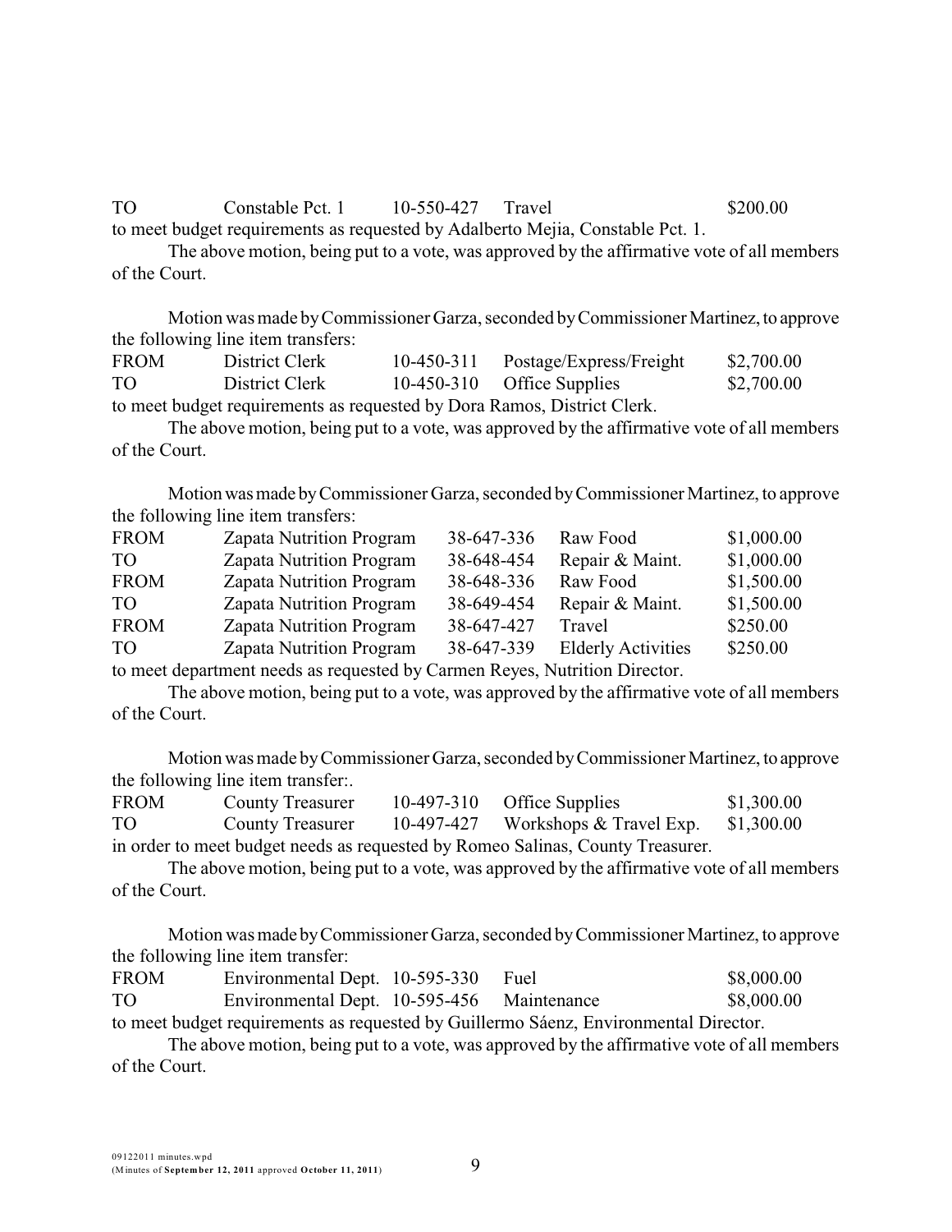| TO | Constable Pct. 1 | 10-550-427 | Travel | $200.00 |
|---|---|---|---|---|

to meet budget requirements as requested by Adalberto Mejia, Constable Pct. 1.

The above motion, being put to a vote, was approved by the affirmative vote of all members of the Court.

Motion was made by Commissioner Garza, seconded by Commissioner Martinez, to approve the following line item transfers:

| FROM | District Clerk | 10-450-311 | Postage/Express/Freight | $2,700.00 |
|---|---|---|---|---|
| TO | District Clerk | 10-450-310 | Office Supplies | $2,700.00 |

to meet budget requirements as requested by Dora Ramos, District Clerk.

The above motion, being put to a vote, was approved by the affirmative vote of all members of the Court.

Motion was made by Commissioner Garza, seconded by Commissioner Martinez, to approve the following line item transfers:

| FROM | Zapata Nutrition Program | 38-647-336 | Raw Food | $1,000.00 |
|---|---|---|---|---|
| TO | Zapata Nutrition Program | 38-648-454 | Repair & Maint. | $1,000.00 |
| FROM | Zapata Nutrition Program | 38-648-336 | Raw Food | $1,500.00 |
| TO | Zapata Nutrition Program | 38-649-454 | Repair & Maint. | $1,500.00 |
| FROM | Zapata Nutrition Program | 38-647-427 | Travel | $250.00 |
| TO | Zapata Nutrition Program | 38-647-339 | Elderly Activities | $250.00 |

to meet department needs as requested by Carmen Reyes, Nutrition Director.

The above motion, being put to a vote, was approved by the affirmative vote of all members of the Court.

Motion was made by Commissioner Garza, seconded by Commissioner Martinez, to approve the following line item transfer:.

| FROM | County Treasurer | 10-497-310 | Office Supplies | $1,300.00 |
|---|---|---|---|---|
| TO | County Treasurer | 10-497-427 | Workshops & Travel Exp. | $1,300.00 |

in order to meet budget needs as requested by Romeo Salinas, County Treasurer.

The above motion, being put to a vote, was approved by the affirmative vote of all members of the Court.

Motion was made by Commissioner Garza, seconded by Commissioner Martinez, to approve the following line item transfer:

| FROM | Environmental Dept. | 10-595-330 | Fuel | $8,000.00 |
|---|---|---|---|---|
| TO | Environmental Dept. | 10-595-456 | Maintenance | $8,000.00 |

to meet budget requirements as requested by Guillermo Sáenz, Environmental Director.

The above motion, being put to a vote, was approved by the affirmative vote of all members of the Court.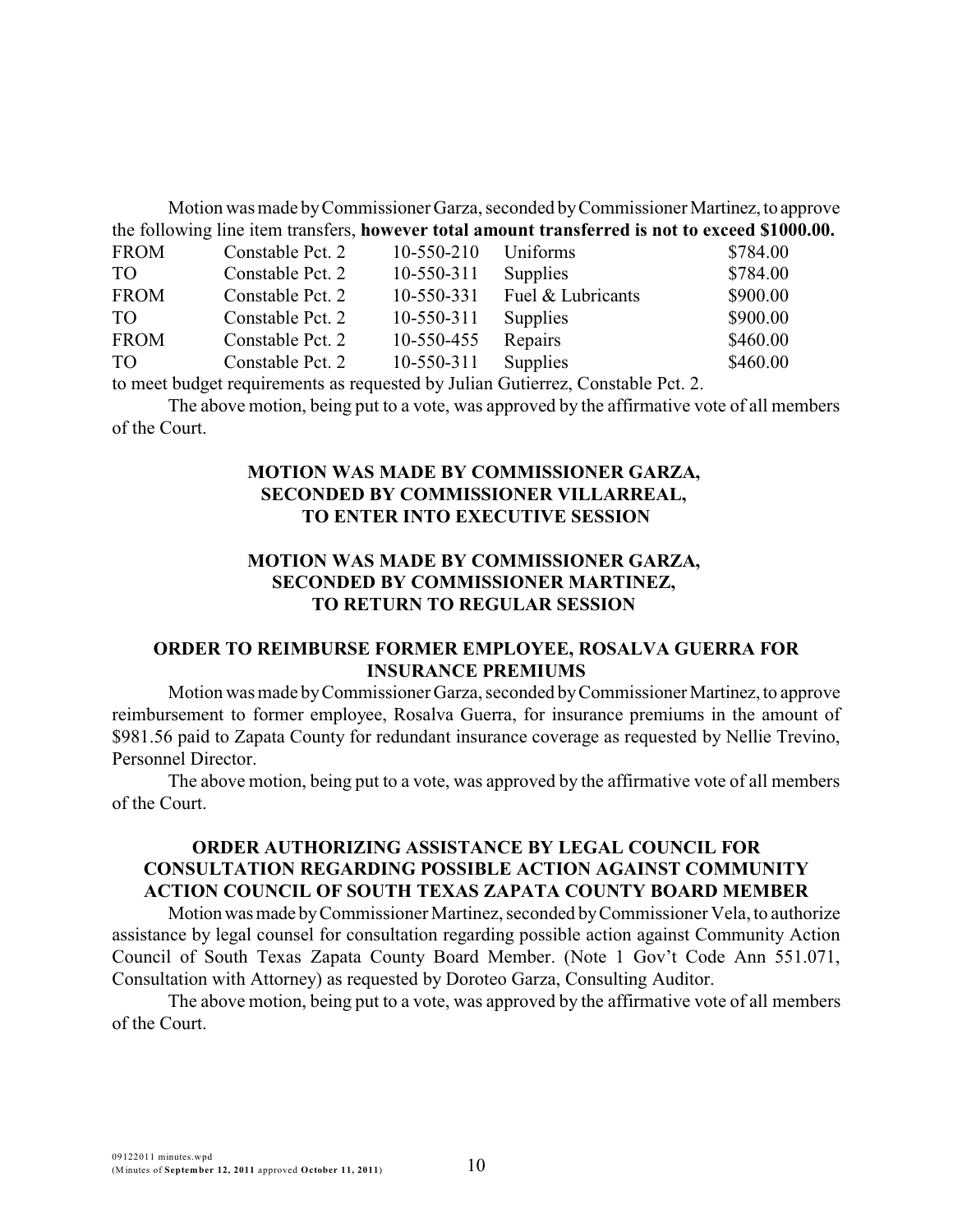Motion was made by Commissioner Garza, seconded by Commissioner Martinez, to approve the following line item transfers, **however total amount transferred is not to exceed $1000.00.**

| | | | | |
|---|---|---|---|---|
| FROM | Constable Pct. 2 | 10-550-210 | Uniforms | $784.00 |
| TO | Constable Pct. 2 | 10-550-311 | Supplies | $784.00 |
| FROM | Constable Pct. 2 | 10-550-331 | Fuel & Lubricants | $900.00 |
| TO | Constable Pct. 2 | 10-550-311 | Supplies | $900.00 |
| FROM | Constable Pct. 2 | 10-550-455 | Repairs | $460.00 |
| TO | Constable Pct. 2 | 10-550-311 | Supplies | $460.00 |

to meet budget requirements as requested by Julian Gutierrez, Constable Pct. 2.

The above motion, being put to a vote, was approved by the affirmative vote of all members of the Court.

**MOTION WAS MADE BY COMMISSIONER GARZA, SECONDED BY COMMISSIONER VILLARREAL, TO ENTER INTO EXECUTIVE SESSION**

**MOTION WAS MADE BY COMMISSIONER GARZA, SECONDED BY COMMISSIONER MARTINEZ, TO RETURN TO REGULAR SESSION**

**ORDER TO REIMBURSE FORMER EMPLOYEE, ROSALVA GUERRA FOR INSURANCE PREMIUMS**

Motion was made by Commissioner Garza, seconded by Commissioner Martinez, to approve reimbursement to former employee, Rosalva Guerra, for insurance premiums in the amount of $981.56 paid to Zapata County for redundant insurance coverage as requested by Nellie Trevino, Personnel Director.

The above motion, being put to a vote, was approved by the affirmative vote of all members of the Court.

**ORDER AUTHORIZING ASSISTANCE BY LEGAL COUNCIL FOR CONSULTATION REGARDING POSSIBLE ACTION AGAINST COMMUNITY ACTION COUNCIL OF SOUTH TEXAS ZAPATA COUNTY BOARD MEMBER**

Motion was made by Commissioner Martinez, seconded by Commissioner Vela, to authorize assistance by legal counsel for consultation regarding possible action against Community Action Council of South Texas Zapata County Board Member. (Note 1 Gov't Code Ann 551.071, Consultation with Attorney) as requested by Doroteo Garza, Consulting Auditor.

The above motion, being put to a vote, was approved by the affirmative vote of all members of the Court.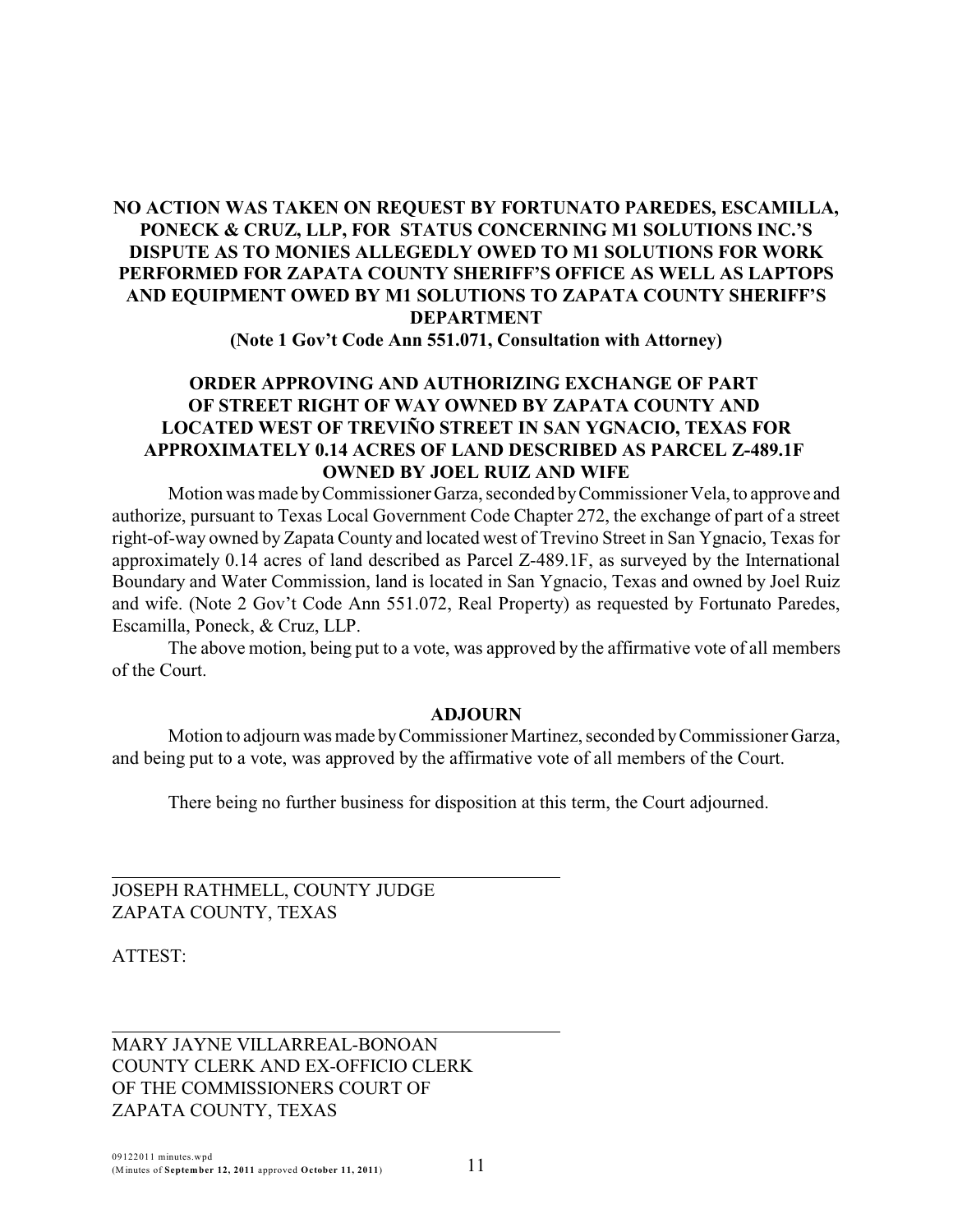**NO ACTION WAS TAKEN ON REQUEST BY FORTUNATO PAREDES, ESCAMILLA, PONECK & CRUZ, LLP, FOR STATUS CONCERNING M1 SOLUTIONS INC.'S DISPUTE AS TO MONIES ALLEGEDLY OWED TO M1 SOLUTIONS FOR WORK PERFORMED FOR ZAPATA COUNTY SHERIFF'S OFFICE AS WELL AS LAPTOPS AND EQUIPMENT OWED BY M1 SOLUTIONS TO ZAPATA COUNTY SHERIFF'S DEPARTMENT**
**(Note 1 Gov't Code Ann 551.071, Consultation with Attorney)**

**ORDER APPROVING AND AUTHORIZING EXCHANGE OF PART OF STREET RIGHT OF WAY OWNED BY ZAPATA COUNTY AND LOCATED WEST OF TREVIÑO STREET IN SAN YGNACIO, TEXAS FOR APPROXIMATELY 0.14 ACRES OF LAND DESCRIBED AS PARCEL Z-489.1F OWNED BY JOEL RUIZ AND WIFE**

Motion was made by Commissioner Garza, seconded by Commissioner Vela, to approve and authorize, pursuant to Texas Local Government Code Chapter 272, the exchange of part of a street right-of-way owned by Zapata County and located west of Trevino Street in San Ygnacio, Texas for approximately 0.14 acres of land described as Parcel Z-489.1F, as surveyed by the International Boundary and Water Commission, land is located in San Ygnacio, Texas and owned by Joel Ruiz and wife. (Note 2 Gov't Code Ann 551.072, Real Property) as requested by Fortunato Paredes, Escamilla, Poneck, & Cruz, LLP.

The above motion, being put to a vote, was approved by the affirmative vote of all members of the Court.

**ADJOURN**

Motion to adjourn was made by Commissioner Martinez, seconded by Commissioner Garza, and being put to a vote, was approved by the affirmative vote of all members of the Court.

There being no further business for disposition at this term, the Court adjourned.

JOSEPH RATHMELL, COUNTY JUDGE
ZAPATA COUNTY, TEXAS

ATTEST:

MARY JAYNE VILLARREAL-BONOAN
COUNTY CLERK AND EX-OFFICIO CLERK
OF THE COMMISSIONERS COURT OF
ZAPATA COUNTY, TEXAS

09122011 minutes.wpd
(Minutes of **September 12, 2011** approved **October 11, 2011**)